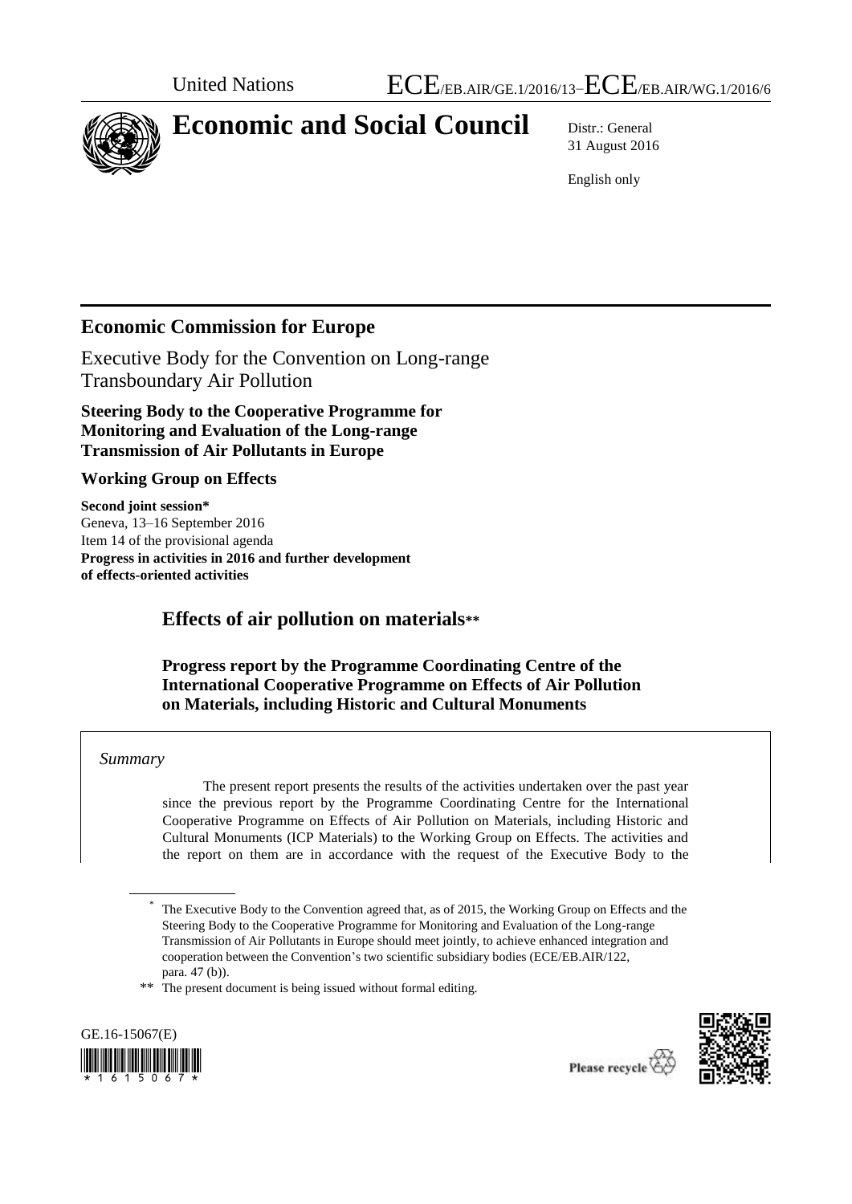United Nations ECE/EB.AIR/GE.1/2016/13–ECE/EB.AIR/WG.1/2016/6

# Economic and Social Council

Distr.: General
31 August 2016

English only

## Economic Commission for Europe

Executive Body for the Convention on Long-range Transboundary Air Pollution

**Steering Body to the Cooperative Programme for Monitoring and Evaluation of the Long-range Transmission of Air Pollutants in Europe**

**Working Group on Effects**

**Second joint session***
Geneva, 13–16 September 2016
Item 14 of the provisional agenda
**Progress in activities in 2016 and further development of effects-oriented activities**

## Effects of air pollution on materials**

### Progress report by the Programme Coordinating Centre of the International Cooperative Programme on Effects of Air Pollution on Materials, including Historic and Cultural Monuments

*Summary*

The present report presents the results of the activities undertaken over the past year since the previous report by the Programme Coordinating Centre for the International Cooperative Programme on Effects of Air Pollution on Materials, including Historic and Cultural Monuments (ICP Materials) to the Working Group on Effects. The activities and the report on them are in accordance with the request of the Executive Body to the

---

\* The Executive Body to the Convention agreed that, as of 2015, the Working Group on Effects and the Steering Body to the Cooperative Programme for Monitoring and Evaluation of the Long-range Transmission of Air Pollutants in Europe should meet jointly, to achieve enhanced integration and cooperation between the Convention's two scientific subsidiary bodies (ECE/EB.AIR/122, para. 47 (b)).

\*\* The present document is being issued without formal editing.

GE.16-15067(E)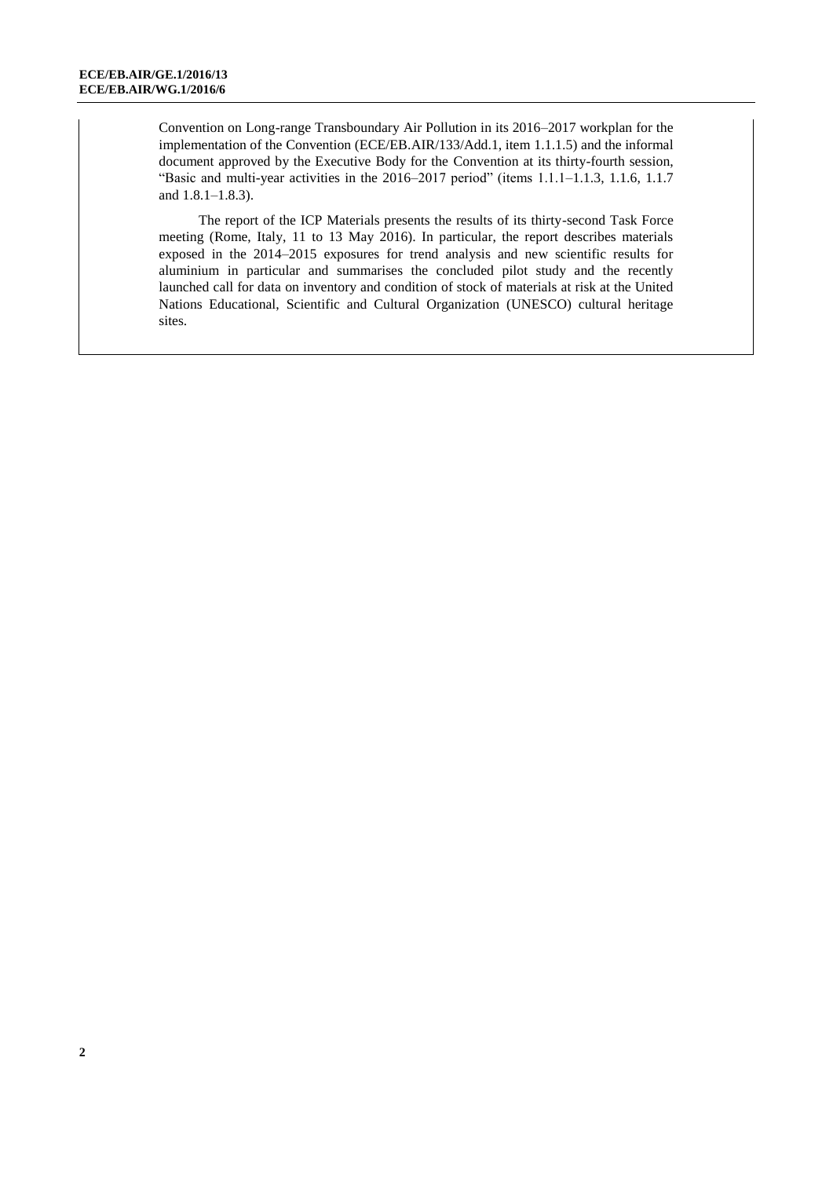Convention on Long-range Transboundary Air Pollution in its 2016–2017 workplan for the implementation of the Convention (ECE/EB.AIR/133/Add.1, item 1.1.1.5) and the informal document approved by the Executive Body for the Convention at its thirty-fourth session, "Basic and multi-year activities in the 2016–2017 period" (items 1.1.1–1.1.3, 1.1.6, 1.1.7 and 1.8.1–1.8.3).

The report of the ICP Materials presents the results of its thirty-second Task Force meeting (Rome, Italy, 11 to 13 May 2016). In particular, the report describes materials exposed in the 2014–2015 exposures for trend analysis and new scientific results for aluminium in particular and summarises the concluded pilot study and the recently launched call for data on inventory and condition of stock of materials at risk at the United Nations Educational, Scientific and Cultural Organization (UNESCO) cultural heritage sites.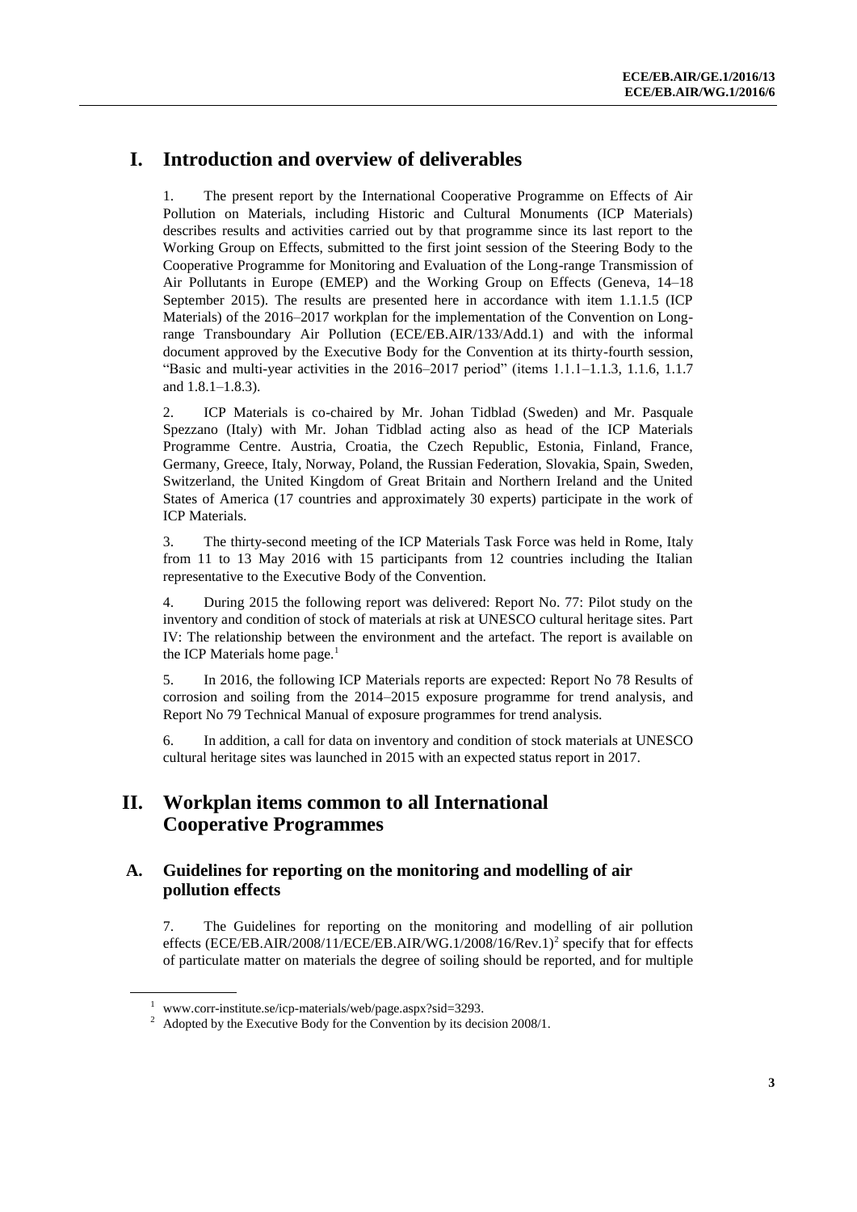# I. Introduction and overview of deliverables

1. The present report by the International Cooperative Programme on Effects of Air Pollution on Materials, including Historic and Cultural Monuments (ICP Materials) describes results and activities carried out by that programme since its last report to the Working Group on Effects, submitted to the first joint session of the Steering Body to the Cooperative Programme for Monitoring and Evaluation of the Long-range Transmission of Air Pollutants in Europe (EMEP) and the Working Group on Effects (Geneva, 14–18 September 2015). The results are presented here in accordance with item 1.1.1.5 (ICP Materials) of the 2016–2017 workplan for the implementation of the Convention on Long-range Transboundary Air Pollution (ECE/EB.AIR/133/Add.1) and with the informal document approved by the Executive Body for the Convention at its thirty-fourth session, "Basic and multi-year activities in the 2016–2017 period" (items 1.1.1–1.1.3, 1.1.6, 1.1.7 and 1.8.1–1.8.3).

2. ICP Materials is co-chaired by Mr. Johan Tidblad (Sweden) and Mr. Pasquale Spezzano (Italy) with Mr. Johan Tidblad acting also as head of the ICP Materials Programme Centre. Austria, Croatia, the Czech Republic, Estonia, Finland, France, Germany, Greece, Italy, Norway, Poland, the Russian Federation, Slovakia, Spain, Sweden, Switzerland, the United Kingdom of Great Britain and Northern Ireland and the United States of America (17 countries and approximately 30 experts) participate in the work of ICP Materials.

3. The thirty-second meeting of the ICP Materials Task Force was held in Rome, Italy from 11 to 13 May 2016 with 15 participants from 12 countries including the Italian representative to the Executive Body of the Convention.

4. During 2015 the following report was delivered: Report No. 77: Pilot study on the inventory and condition of stock of materials at risk at UNESCO cultural heritage sites. Part IV: The relationship between the environment and the artefact. The report is available on the ICP Materials home page.[1]

5. In 2016, the following ICP Materials reports are expected: Report No 78 Results of corrosion and soiling from the 2014–2015 exposure programme for trend analysis, and Report No 79 Technical Manual of exposure programmes for trend analysis.

6. In addition, a call for data on inventory and condition of stock materials at UNESCO cultural heritage sites was launched in 2015 with an expected status report in 2017.

# II. Workplan items common to all International Cooperative Programmes

## A. Guidelines for reporting on the monitoring and modelling of air pollution effects

7. The Guidelines for reporting on the monitoring and modelling of air pollution effects (ECE/EB.AIR/2008/11/ECE/EB.AIR/WG.1/2008/16/Rev.1)[2] specify that for effects of particulate matter on materials the degree of soiling should be reported, and for multiple

---

[1] www.corr-institute.se/icp-materials/web/page.aspx?sid=3293.

[2] Adopted by the Executive Body for the Convention by its decision 2008/1.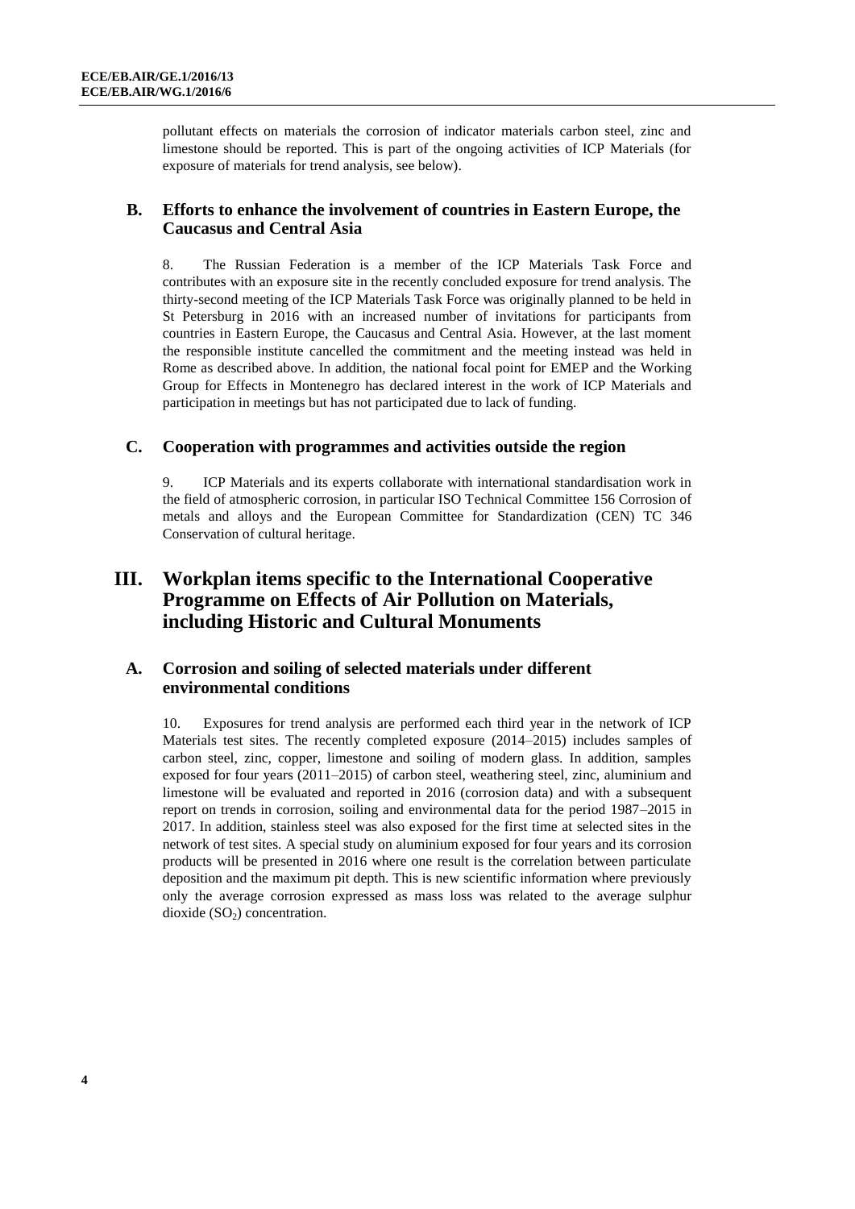pollutant effects on materials the corrosion of indicator materials carbon steel, zinc and limestone should be reported. This is part of the ongoing activities of ICP Materials (for exposure of materials for trend analysis, see below).

### B. Efforts to enhance the involvement of countries in Eastern Europe, the Caucasus and Central Asia

8. The Russian Federation is a member of the ICP Materials Task Force and contributes with an exposure site in the recently concluded exposure for trend analysis. The thirty-second meeting of the ICP Materials Task Force was originally planned to be held in St Petersburg in 2016 with an increased number of invitations for participants from countries in Eastern Europe, the Caucasus and Central Asia. However, at the last moment the responsible institute cancelled the commitment and the meeting instead was held in Rome as described above. In addition, the national focal point for EMEP and the Working Group for Effects in Montenegro has declared interest in the work of ICP Materials and participation in meetings but has not participated due to lack of funding.

### C. Cooperation with programmes and activities outside the region

9. ICP Materials and its experts collaborate with international standardisation work in the field of atmospheric corrosion, in particular ISO Technical Committee 156 Corrosion of metals and alloys and the European Committee for Standardization (CEN) TC 346 Conservation of cultural heritage.

## III. Workplan items specific to the International Cooperative Programme on Effects of Air Pollution on Materials, including Historic and Cultural Monuments

### A. Corrosion and soiling of selected materials under different environmental conditions

10. Exposures for trend analysis are performed each third year in the network of ICP Materials test sites. The recently completed exposure (2014–2015) includes samples of carbon steel, zinc, copper, limestone and soiling of modern glass. In addition, samples exposed for four years (2011–2015) of carbon steel, weathering steel, zinc, aluminium and limestone will be evaluated and reported in 2016 (corrosion data) and with a subsequent report on trends in corrosion, soiling and environmental data for the period 1987–2015 in 2017. In addition, stainless steel was also exposed for the first time at selected sites in the network of test sites. A special study on aluminium exposed for four years and its corrosion products will be presented in 2016 where one result is the correlation between particulate deposition and the maximum pit depth. This is new scientific information where previously only the average corrosion expressed as mass loss was related to the average sulphur dioxide ($SO_2$) concentration.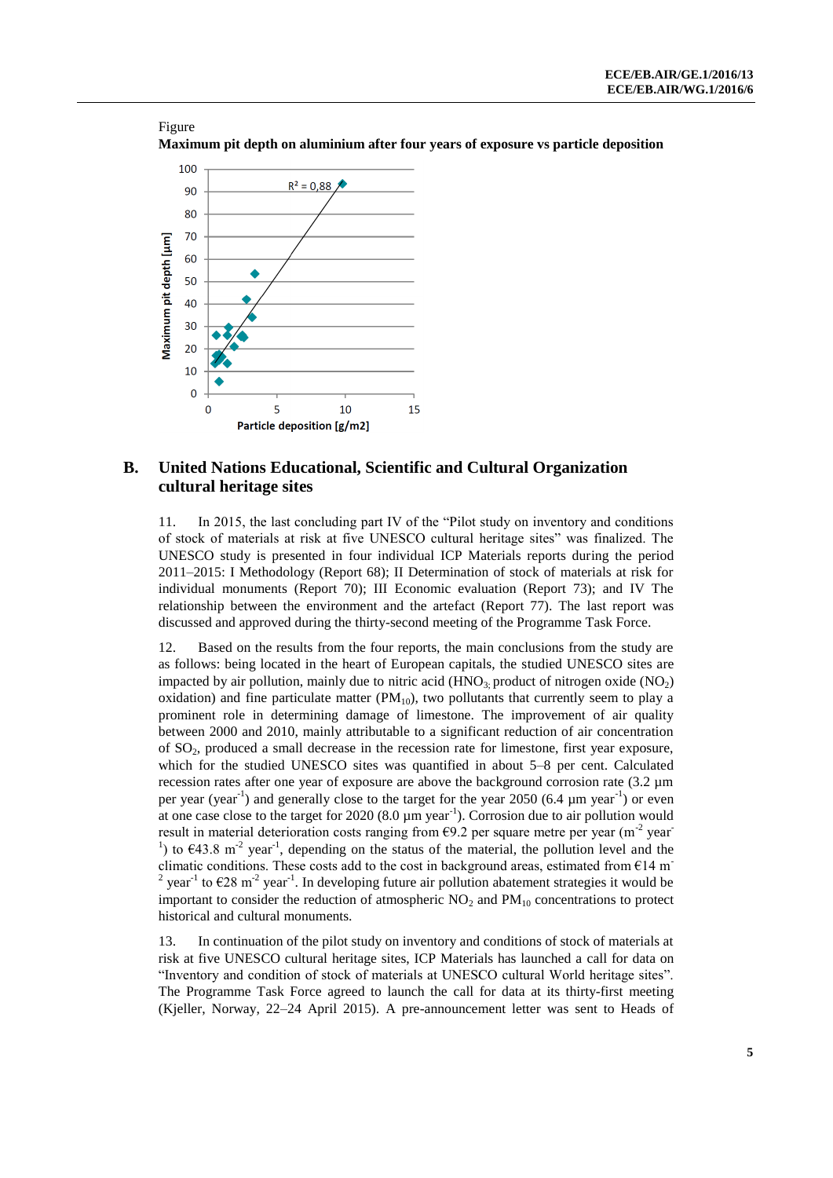Figure

**Maximum pit depth on aluminium after four years of exposure vs particle deposition**

## B. United Nations Educational, Scientific and Cultural Organization cultural heritage sites

11. In 2015, the last concluding part IV of the "Pilot study on inventory and conditions of stock of materials at risk at five UNESCO cultural heritage sites" was finalized. The UNESCO study is presented in four individual ICP Materials reports during the period 2011–2015: I Methodology (Report 68); II Determination of stock of materials at risk for individual monuments (Report 70); III Economic evaluation (Report 73); and IV The relationship between the environment and the artefact (Report 77). The last report was discussed and approved during the thirty-second meeting of the Programme Task Force.

12. Based on the results from the four reports, the main conclusions from the study are as follows: being located in the heart of European capitals, the studied UNESCO sites are impacted by air pollution, mainly due to nitric acid ($HNO_3$; product of nitrogen oxide ($NO_2$) oxidation) and fine particulate matter ($PM_{10}$), two pollutants that currently seem to play a prominent role in determining damage of limestone. The improvement of air quality between 2000 and 2010, mainly attributable to a significant reduction of air concentration of $SO_2$, produced a small decrease in the recession rate for limestone, first year exposure, which for the studied UNESCO sites was quantified in about 5–8 per cent. Calculated recession rates after one year of exposure are above the background corrosion rate (3.2 µm per year ($year^{-1}$) and generally close to the target for the year 2050 (6.4 µm $year^{-1}$) or even at one case close to the target for 2020 (8.0 µm $year^{-1}$). Corrosion due to air pollution would result in material deterioration costs ranging from €9.2 per square metre per year ($m^{-2}$ $year^{-1}$) to €43.8 $m^{-2}$ $year^{-1}$, depending on the status of the material, the pollution level and the climatic conditions. These costs add to the cost in background areas, estimated from €14 $m^{-2}$ $year^{-1}$ to €28 $m^{-2}$ $year^{-1}$. In developing future air pollution abatement strategies it would be important to consider the reduction of atmospheric $NO_2$ and $PM_{10}$ concentrations to protect historical and cultural monuments.

13. In continuation of the pilot study on inventory and conditions of stock of materials at risk at five UNESCO cultural heritage sites, ICP Materials has launched a call for data on "Inventory and condition of stock of materials at UNESCO cultural World heritage sites". The Programme Task Force agreed to launch the call for data at its thirty-first meeting (Kjeller, Norway, 22–24 April 2015). A pre-announcement letter was sent to Heads of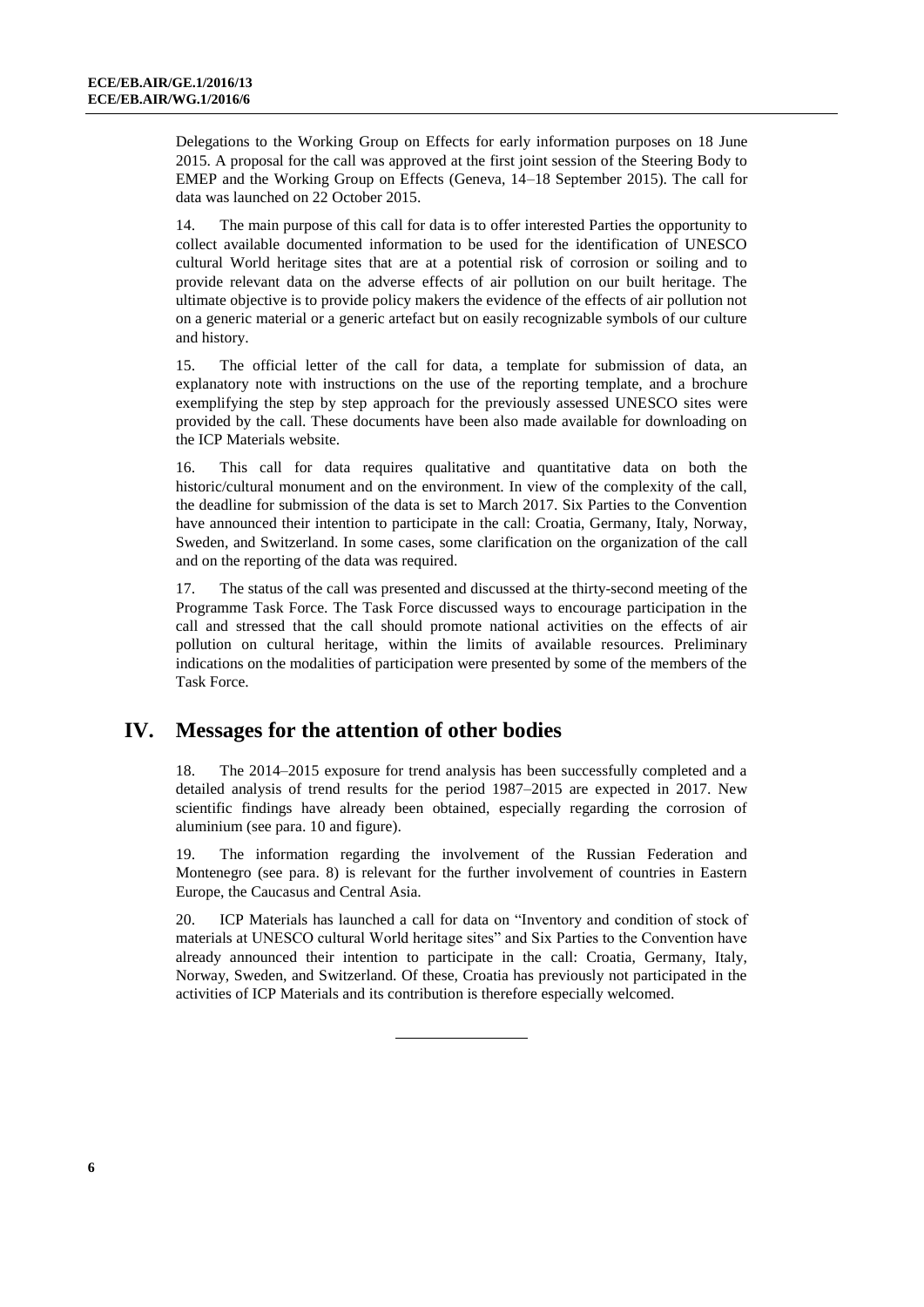Delegations to the Working Group on Effects for early information purposes on 18 June 2015. A proposal for the call was approved at the first joint session of the Steering Body to EMEP and the Working Group on Effects (Geneva, 14–18 September 2015). The call for data was launched on 22 October 2015.

14. The main purpose of this call for data is to offer interested Parties the opportunity to collect available documented information to be used for the identification of UNESCO cultural World heritage sites that are at a potential risk of corrosion or soiling and to provide relevant data on the adverse effects of air pollution on our built heritage. The ultimate objective is to provide policy makers the evidence of the effects of air pollution not on a generic material or a generic artefact but on easily recognizable symbols of our culture and history.

15. The official letter of the call for data, a template for submission of data, an explanatory note with instructions on the use of the reporting template, and a brochure exemplifying the step by step approach for the previously assessed UNESCO sites were provided by the call. These documents have been also made available for downloading on the ICP Materials website.

16. This call for data requires qualitative and quantitative data on both the historic/cultural monument and on the environment. In view of the complexity of the call, the deadline for submission of the data is set to March 2017. Six Parties to the Convention have announced their intention to participate in the call: Croatia, Germany, Italy, Norway, Sweden, and Switzerland. In some cases, some clarification on the organization of the call and on the reporting of the data was required.

17. The status of the call was presented and discussed at the thirty-second meeting of the Programme Task Force. The Task Force discussed ways to encourage participation in the call and stressed that the call should promote national activities on the effects of air pollution on cultural heritage, within the limits of available resources. Preliminary indications on the modalities of participation were presented by some of the members of the Task Force.

## IV. Messages for the attention of other bodies

18. The 2014–2015 exposure for trend analysis has been successfully completed and a detailed analysis of trend results for the period 1987–2015 are expected in 2017. New scientific findings have already been obtained, especially regarding the corrosion of aluminium (see para. 10 and figure).

19. The information regarding the involvement of the Russian Federation and Montenegro (see para. 8) is relevant for the further involvement of countries in Eastern Europe, the Caucasus and Central Asia.

20. ICP Materials has launched a call for data on "Inventory and condition of stock of materials at UNESCO cultural World heritage sites" and Six Parties to the Convention have already announced their intention to participate in the call: Croatia, Germany, Italy, Norway, Sweden, and Switzerland. Of these, Croatia has previously not participated in the activities of ICP Materials and its contribution is therefore especially welcomed.